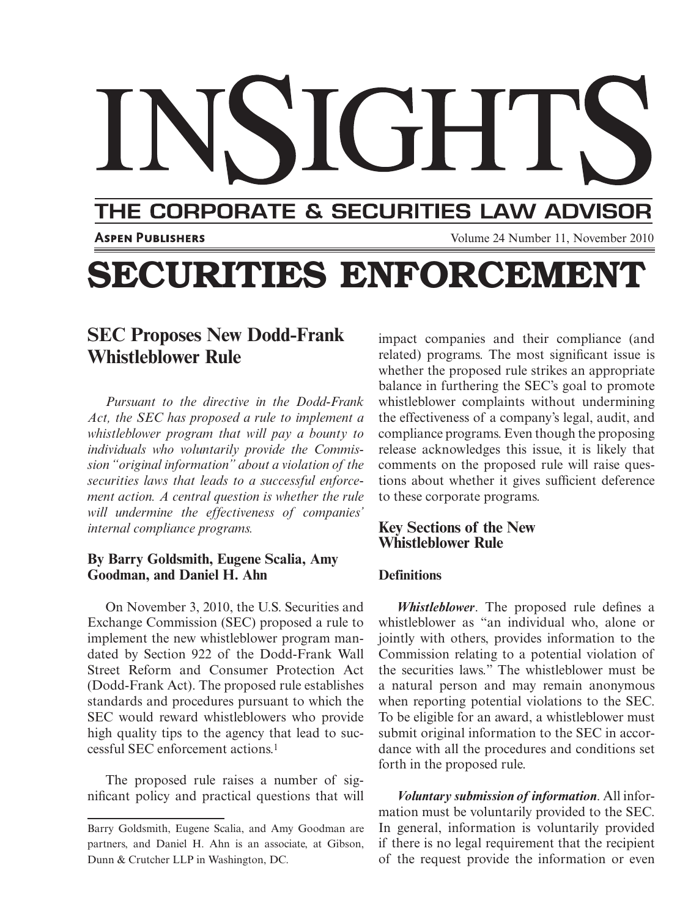# INSIGHTS

## THE CORPORATE & SECURITIES LAW ADVISOR

**Aspen Publishers** Volume 24 Number 11, November 2010

# SECURITIES ENFORCEMENT

## SEC Proposes New Dodd-Frank Whistleblower Rule

*Pursuant to the directive in the Dodd-Frank Act, the SEC has proposed a rule to implement a whistleblower program that will pay a bounty to individuals who voluntarily provide the Commission "original information" about a violation of the securities laws that leads to a successful enforcement action. A central question is whether the rule will undermine the effectiveness of companies' internal compliance programs.*

**By Barry Goldsmith, Eugene Scalia, Amy Goodman, and Daniel H. Ahn**

On November 3, 2010, the U.S. Securities and Exchange Commission (SEC) proposed a rule to implement the new whistleblower program mandated by Section 922 of the Dodd-Frank Wall Street Reform and Consumer Protection Act (Dodd-Frank Act). The proposed rule establishes standards and procedures pursuant to which the SEC would reward whistleblowers who provide high quality tips to the agency that lead to successful SEC enforcement actions.[1]

The proposed rule raises a number of significant policy and practical questions that will impact companies and their compliance (and related) programs. The most significant issue is whether the proposed rule strikes an appropriate balance in furthering the SEC's goal to promote whistleblower complaints without undermining the effectiveness of a company's legal, audit, and compliance programs. Even though the proposing release acknowledges this issue, it is likely that comments on the proposed rule will raise questions about whether it gives sufficient deference to these corporate programs.

### Key Sections of the New Whistleblower Rule

#### Definitions

***Whistleblower***. The proposed rule defines a whistleblower as "an individual who, alone or jointly with others, provides information to the Commission relating to a potential violation of the securities laws." The whistleblower must be a natural person and may remain anonymous when reporting potential violations to the SEC. To be eligible for an award, a whistleblower must submit original information to the SEC in accordance with all the procedures and conditions set forth in the proposed rule.

***Voluntary submission of information***. All information must be voluntarily provided to the SEC. In general, information is voluntarily provided if there is no legal requirement that the recipient of the request provide the information or even

---

Barry Goldsmith, Eugene Scalia, and Amy Goodman are partners, and Daniel H. Ahn is an associate, at Gibson, Dunn & Crutcher LLP in Washington, DC.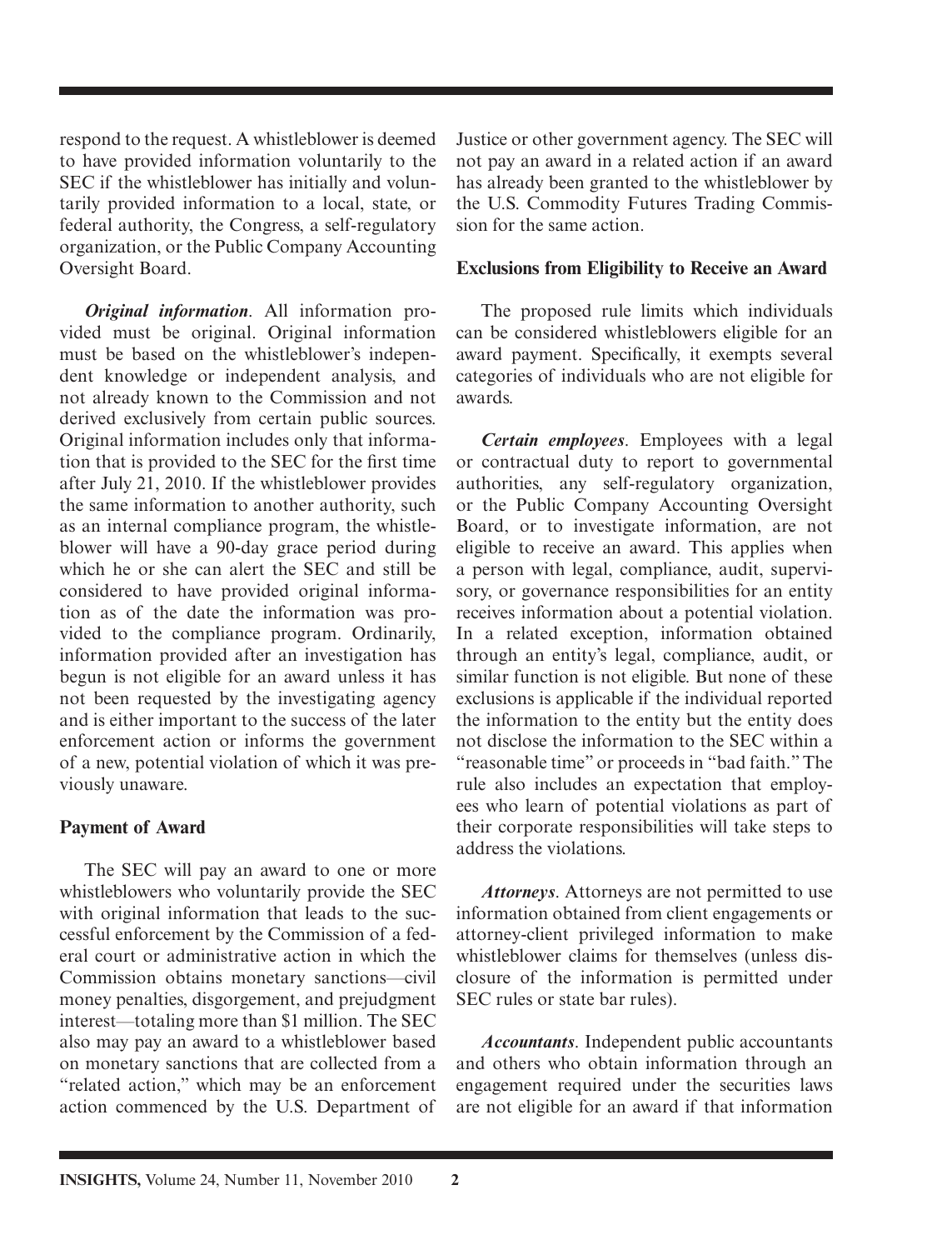respond to the request. A whistleblower is deemed to have provided information voluntarily to the SEC if the whistleblower has initially and voluntarily provided information to a local, state, or federal authority, the Congress, a self-regulatory organization, or the Public Company Accounting Oversight Board.

***Original information***. All information provided must be original. Original information must be based on the whistleblower's independent knowledge or independent analysis, and not already known to the Commission and not derived exclusively from certain public sources. Original information includes only that information that is provided to the SEC for the first time after July 21, 2010. If the whistleblower provides the same information to another authority, such as an internal compliance program, the whistleblower will have a 90-day grace period during which he or she can alert the SEC and still be considered to have provided original information as of the date the information was provided to the compliance program. Ordinarily, information provided after an investigation has begun is not eligible for an award unless it has not been requested by the investigating agency and is either important to the success of the later enforcement action or informs the government of a new, potential violation of which it was previously unaware.

## Payment of Award

The SEC will pay an award to one or more whistleblowers who voluntarily provide the SEC with original information that leads to the successful enforcement by the Commission of a federal court or administrative action in which the Commission obtains monetary sanctions—civil money penalties, disgorgement, and prejudgment interest—totaling more than $1 million. The SEC also may pay an award to a whistleblower based on monetary sanctions that are collected from a "related action," which may be an enforcement action commenced by the U.S. Department of Justice or other government agency. The SEC will not pay an award in a related action if an award has already been granted to the whistleblower by the U.S. Commodity Futures Trading Commission for the same action.

## Exclusions from Eligibility to Receive an Award

The proposed rule limits which individuals can be considered whistleblowers eligible for an award payment. Specifically, it exempts several categories of individuals who are not eligible for awards.

***Certain employees***. Employees with a legal or contractual duty to report to governmental authorities, any self-regulatory organization, or the Public Company Accounting Oversight Board, or to investigate information, are not eligible to receive an award. This applies when a person with legal, compliance, audit, supervisory, or governance responsibilities for an entity receives information about a potential violation. In a related exception, information obtained through an entity's legal, compliance, audit, or similar function is not eligible. But none of these exclusions is applicable if the individual reported the information to the entity but the entity does not disclose the information to the SEC within a "reasonable time" or proceeds in "bad faith." The rule also includes an expectation that employees who learn of potential violations as part of their corporate responsibilities will take steps to address the violations.

***Attorneys***. Attorneys are not permitted to use information obtained from client engagements or attorney-client privileged information to make whistleblower claims for themselves (unless disclosure of the information is permitted under SEC rules or state bar rules).

***Accountants***. Independent public accountants and others who obtain information through an engagement required under the securities laws are not eligible for an award if that information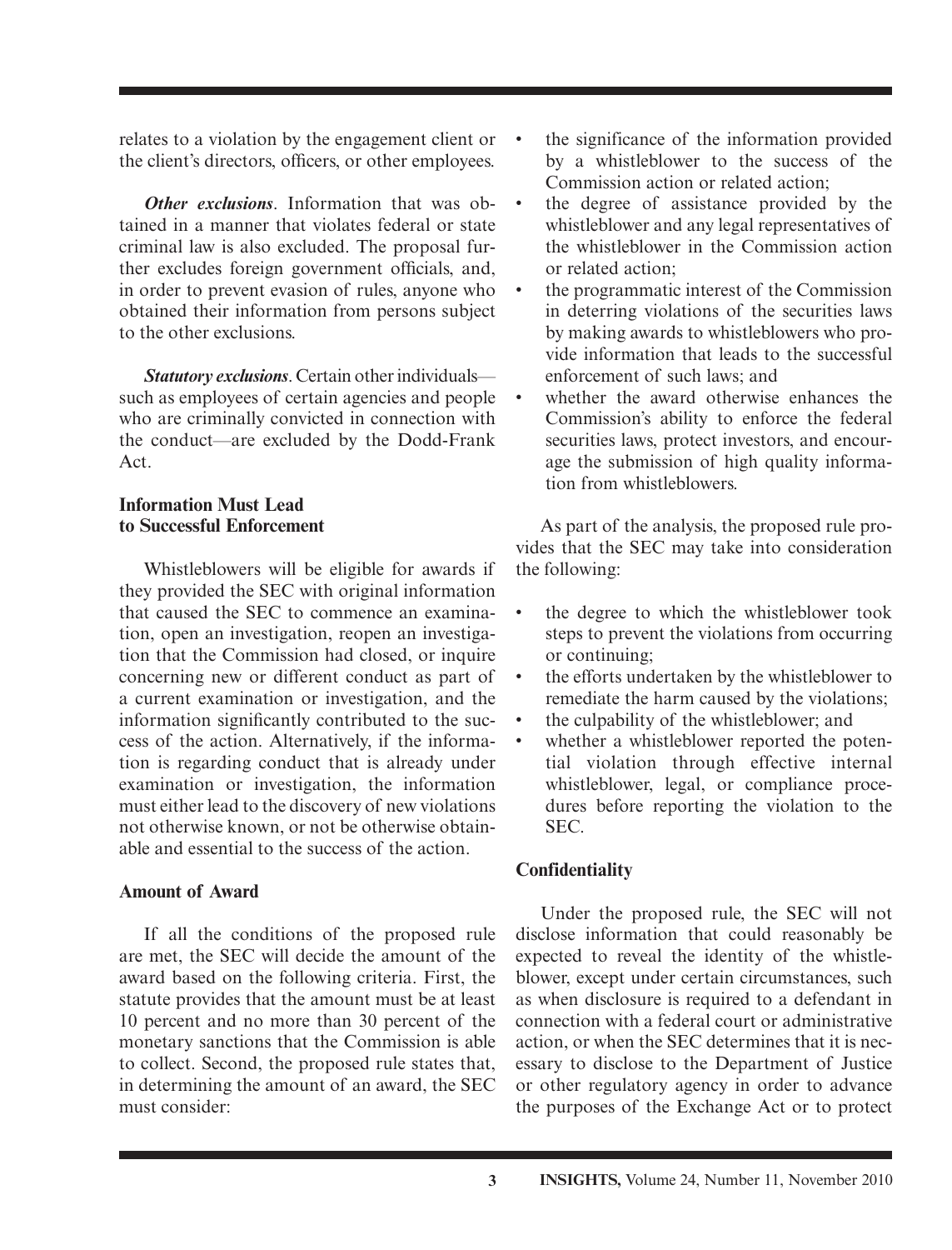relates to a violation by the engagement client or the client's directors, officers, or other employees.

***Other exclusions***. Information that was obtained in a manner that violates federal or state criminal law is also excluded. The proposal further excludes foreign government officials, and, in order to prevent evasion of rules, anyone who obtained their information from persons subject to the other exclusions.

***Statutory exclusions***. Certain other individuals—such as employees of certain agencies and people who are criminally convicted in connection with the conduct—are excluded by the Dodd-Frank Act.

### Information Must Lead to Successful Enforcement

Whistleblowers will be eligible for awards if they provided the SEC with original information that caused the SEC to commence an examination, open an investigation, reopen an investigation that the Commission had closed, or inquire concerning new or different conduct as part of a current examination or investigation, and the information significantly contributed to the success of the action. Alternatively, if the information is regarding conduct that is already under examination or investigation, the information must either lead to the discovery of new violations not otherwise known, or not be otherwise obtainable and essential to the success of the action.

### Amount of Award

If all the conditions of the proposed rule are met, the SEC will decide the amount of the award based on the following criteria. First, the statute provides that the amount must be at least 10 percent and no more than 30 percent of the monetary sanctions that the Commission is able to collect. Second, the proposed rule states that, in determining the amount of an award, the SEC must consider:

- the significance of the information provided by a whistleblower to the success of the Commission action or related action;
- the degree of assistance provided by the whistleblower and any legal representatives of the whistleblower in the Commission action or related action;
- the programmatic interest of the Commission in deterring violations of the securities laws by making awards to whistleblowers who provide information that leads to the successful enforcement of such laws; and
- whether the award otherwise enhances the Commission's ability to enforce the federal securities laws, protect investors, and encourage the submission of high quality information from whistleblowers.

As part of the analysis, the proposed rule provides that the SEC may take into consideration the following:

- the degree to which the whistleblower took steps to prevent the violations from occurring or continuing;
- the efforts undertaken by the whistleblower to remediate the harm caused by the violations;
- the culpability of the whistleblower; and
- whether a whistleblower reported the potential violation through effective internal whistleblower, legal, or compliance procedures before reporting the violation to the SEC.

### Confidentiality

Under the proposed rule, the SEC will not disclose information that could reasonably be expected to reveal the identity of the whistleblower, except under certain circumstances, such as when disclosure is required to a defendant in connection with a federal court or administrative action, or when the SEC determines that it is necessary to disclose to the Department of Justice or other regulatory agency in order to advance the purposes of the Exchange Act or to protect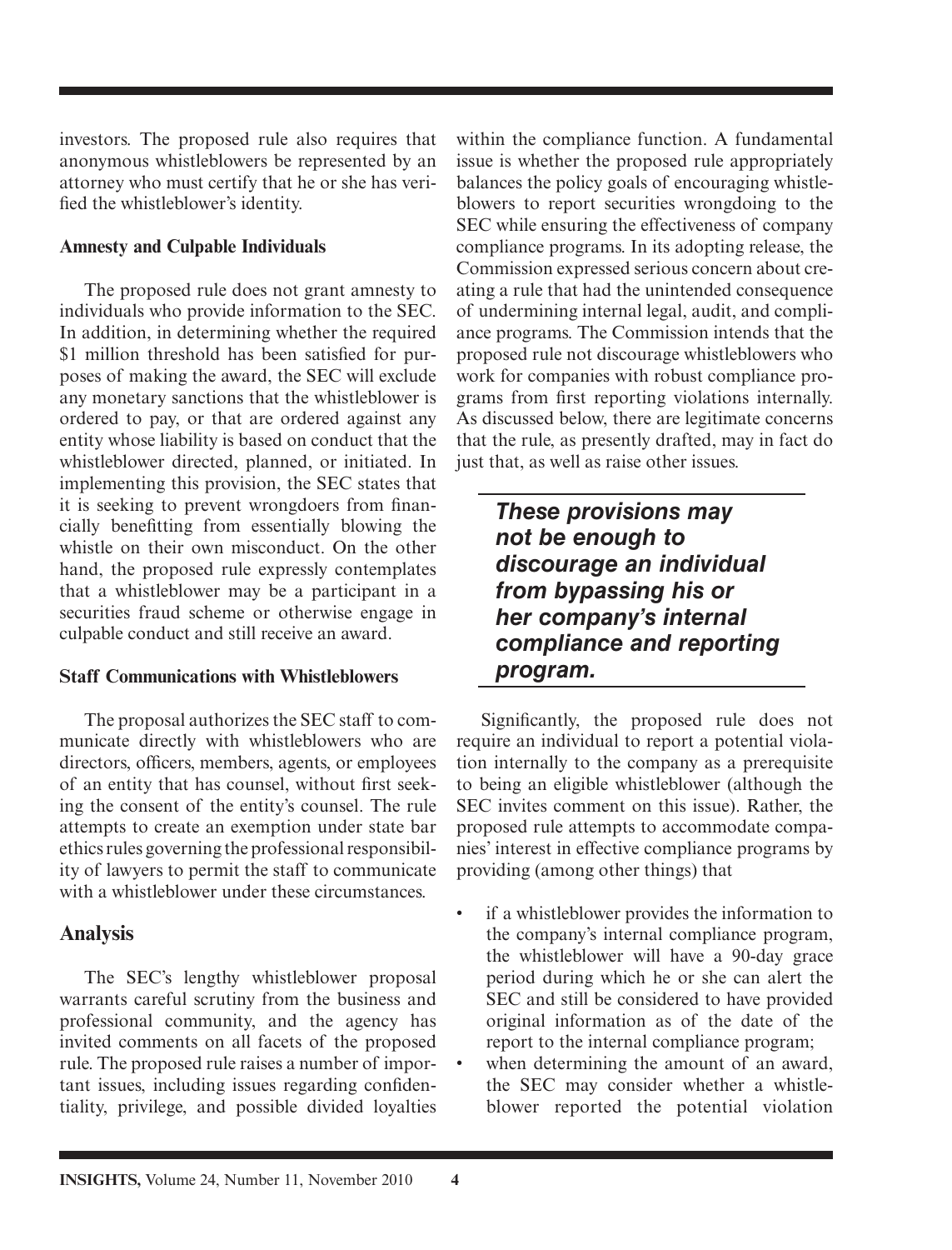investors. The proposed rule also requires that anonymous whistleblowers be represented by an attorney who must certify that he or she has verified the whistleblower's identity.

**Amnesty and Culpable Individuals**

The proposed rule does not grant amnesty to individuals who provide information to the SEC. In addition, in determining whether the required $1 million threshold has been satisfied for purposes of making the award, the SEC will exclude any monetary sanctions that the whistleblower is ordered to pay, or that are ordered against any entity whose liability is based on conduct that the whistleblower directed, planned, or initiated. In implementing this provision, the SEC states that it is seeking to prevent wrongdoers from financially benefitting from essentially blowing the whistle on their own misconduct. On the other hand, the proposed rule expressly contemplates that a whistleblower may be a participant in a securities fraud scheme or otherwise engage in culpable conduct and still receive an award.

**Staff Communications with Whistleblowers**

The proposal authorizes the SEC staff to communicate directly with whistleblowers who are directors, officers, members, agents, or employees of an entity that has counsel, without first seeking the consent of the entity's counsel. The rule attempts to create an exemption under state bar ethics rules governing the professional responsibility of lawyers to permit the staff to communicate with a whistleblower under these circumstances.

## Analysis

The SEC's lengthy whistleblower proposal warrants careful scrutiny from the business and professional community, and the agency has invited comments on all facets of the proposed rule. The proposed rule raises a number of important issues, including issues regarding confidentiality, privilege, and possible divided loyalties within the compliance function. A fundamental issue is whether the proposed rule appropriately balances the policy goals of encouraging whistleblowers to report securities wrongdoing to the SEC while ensuring the effectiveness of company compliance programs. In its adopting release, the Commission expressed serious concern about creating a rule that had the unintended consequence of undermining internal legal, audit, and compliance programs. The Commission intends that the proposed rule not discourage whistleblowers who work for companies with robust compliance programs from first reporting violations internally. As discussed below, there are legitimate concerns that the rule, as presently drafted, may in fact do just that, as well as raise other issues.

> ***These provisions may not be enough to discourage an individual from bypassing his or her company's internal compliance and reporting program.***

Significantly, the proposed rule does not require an individual to report a potential violation internally to the company as a prerequisite to being an eligible whistleblower (although the SEC invites comment on this issue). Rather, the proposed rule attempts to accommodate companies' interest in effective compliance programs by providing (among other things) that

- if a whistleblower provides the information to the company's internal compliance program, the whistleblower will have a 90-day grace period during which he or she can alert the SEC and still be considered to have provided original information as of the date of the report to the internal compliance program;
- when determining the amount of an award, the SEC may consider whether a whistleblower reported the potential violation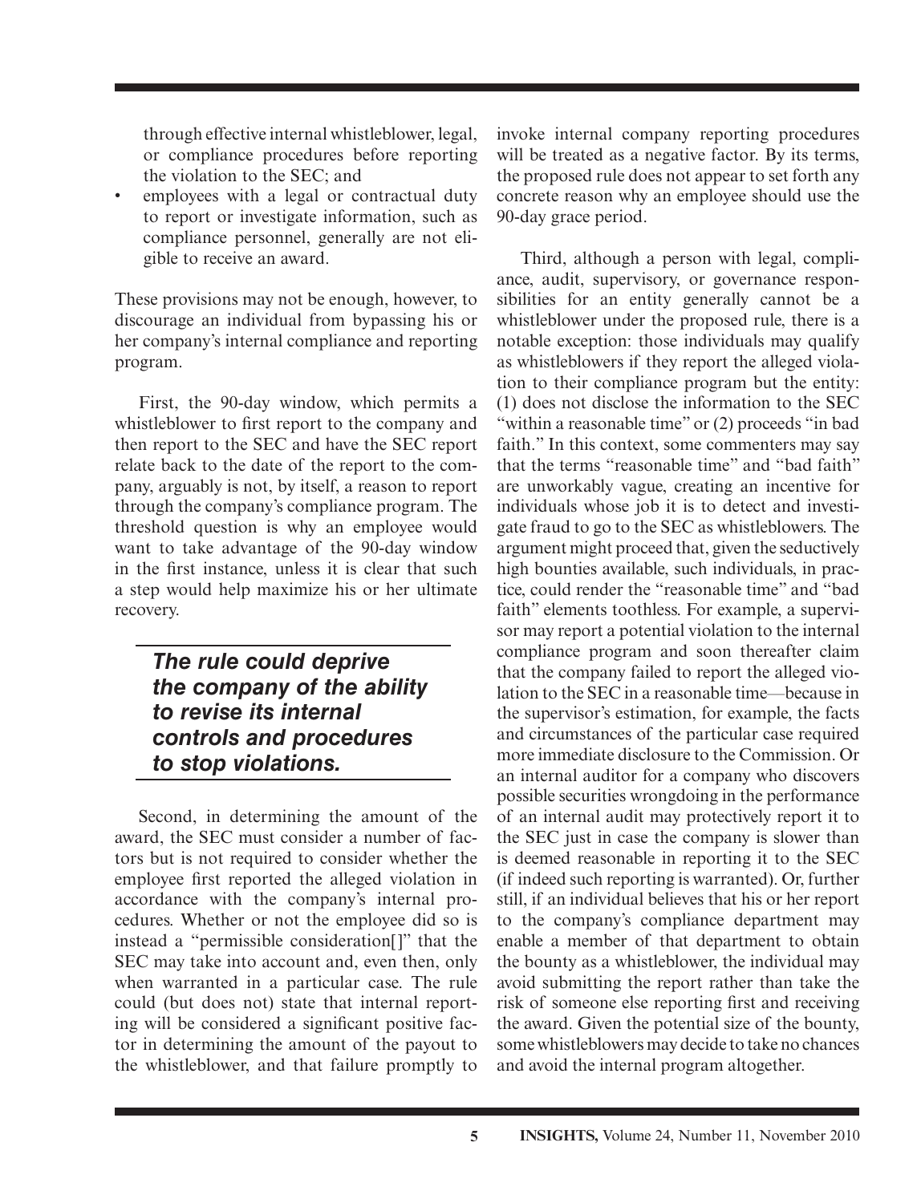through effective internal whistleblower, legal, or compliance procedures before reporting the violation to the SEC; and

- employees with a legal or contractual duty to report or investigate information, such as compliance personnel, generally are not eligible to receive an award.

These provisions may not be enough, however, to discourage an individual from bypassing his or her company's internal compliance and reporting program.

First, the 90-day window, which permits a whistleblower to first report to the company and then report to the SEC and have the SEC report relate back to the date of the report to the company, arguably is not, by itself, a reason to report through the company's compliance program. The threshold question is why an employee would want to take advantage of the 90-day window in the first instance, unless it is clear that such a step would help maximize his or her ultimate recovery.

> ***The rule could deprive the company of the ability to revise its internal controls and procedures to stop violations.***

Second, in determining the amount of the award, the SEC must consider a number of factors but is not required to consider whether the employee first reported the alleged violation in accordance with the company's internal procedures. Whether or not the employee did so is instead a "permissible consideration[]" that the SEC may take into account and, even then, only when warranted in a particular case. The rule could (but does not) state that internal reporting will be considered a significant positive factor in determining the amount of the payout to the whistleblower, and that failure promptly to invoke internal company reporting procedures will be treated as a negative factor. By its terms, the proposed rule does not appear to set forth any concrete reason why an employee should use the 90-day grace period.

Third, although a person with legal, compliance, audit, supervisory, or governance responsibilities for an entity generally cannot be a whistleblower under the proposed rule, there is a notable exception: those individuals may qualify as whistleblowers if they report the alleged violation to their compliance program but the entity: (1) does not disclose the information to the SEC "within a reasonable time" or (2) proceeds "in bad faith." In this context, some commenters may say that the terms "reasonable time" and "bad faith" are unworkably vague, creating an incentive for individuals whose job it is to detect and investigate fraud to go to the SEC as whistleblowers. The argument might proceed that, given the seductively high bounties available, such individuals, in practice, could render the "reasonable time" and "bad faith" elements toothless. For example, a supervisor may report a potential violation to the internal compliance program and soon thereafter claim that the company failed to report the alleged violation to the SEC in a reasonable time—because in the supervisor's estimation, for example, the facts and circumstances of the particular case required more immediate disclosure to the Commission. Or an internal auditor for a company who discovers possible securities wrongdoing in the performance of an internal audit may protectively report it to the SEC just in case the company is slower than is deemed reasonable in reporting it to the SEC (if indeed such reporting is warranted). Or, further still, if an individual believes that his or her report to the company's compliance department may enable a member of that department to obtain the bounty as a whistleblower, the individual may avoid submitting the report rather than take the risk of someone else reporting first and receiving the award. Given the potential size of the bounty, some whistleblowers may decide to take no chances and avoid the internal program altogether.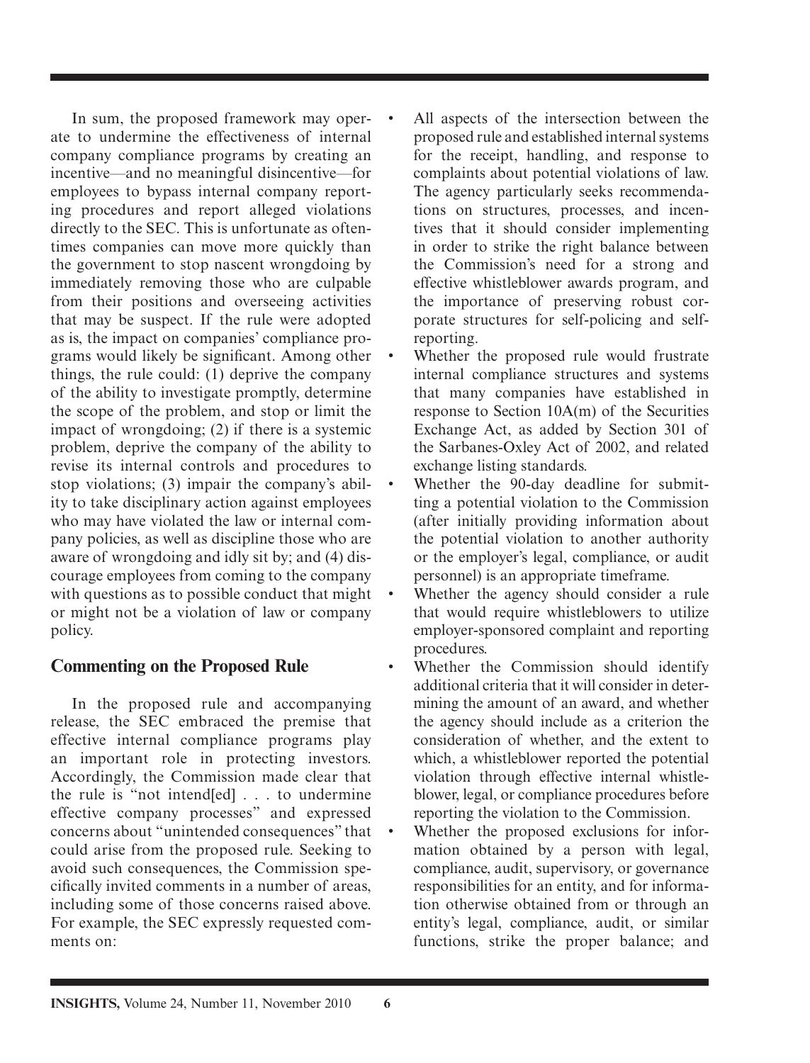In sum, the proposed framework may operate to undermine the effectiveness of internal company compliance programs by creating an incentive—and no meaningful disincentive—for employees to bypass internal company reporting procedures and report alleged violations directly to the SEC. This is unfortunate as oftentimes companies can move more quickly than the government to stop nascent wrongdoing by immediately removing those who are culpable from their positions and overseeing activities that may be suspect. If the rule were adopted as is, the impact on companies' compliance programs would likely be significant. Among other things, the rule could: (1) deprive the company of the ability to investigate promptly, determine the scope of the problem, and stop or limit the impact of wrongdoing; (2) if there is a systemic problem, deprive the company of the ability to revise its internal controls and procedures to stop violations; (3) impair the company's ability to take disciplinary action against employees who may have violated the law or internal company policies, as well as discipline those who are aware of wrongdoing and idly sit by; and (4) discourage employees from coming to the company with questions as to possible conduct that might or might not be a violation of law or company policy.

## Commenting on the Proposed Rule

In the proposed rule and accompanying release, the SEC embraced the premise that effective internal compliance programs play an important role in protecting investors. Accordingly, the Commission made clear that the rule is "not intend[ed] . . . to undermine effective company processes" and expressed concerns about "unintended consequences" that could arise from the proposed rule. Seeking to avoid such consequences, the Commission specifically invited comments in a number of areas, including some of those concerns raised above. For example, the SEC expressly requested comments on:

- All aspects of the intersection between the proposed rule and established internal systems for the receipt, handling, and response to complaints about potential violations of law. The agency particularly seeks recommendations on structures, processes, and incentives that it should consider implementing in order to strike the right balance between the Commission's need for a strong and effective whistleblower awards program, and the importance of preserving robust corporate structures for self-policing and self-reporting.
- Whether the proposed rule would frustrate internal compliance structures and systems that many companies have established in response to Section 10A(m) of the Securities Exchange Act, as added by Section 301 of the Sarbanes-Oxley Act of 2002, and related exchange listing standards.
- Whether the 90-day deadline for submitting a potential violation to the Commission (after initially providing information about the potential violation to another authority or the employer's legal, compliance, or audit personnel) is an appropriate timeframe.
- Whether the agency should consider a rule that would require whistleblowers to utilize employer-sponsored complaint and reporting procedures.
- Whether the Commission should identify additional criteria that it will consider in determining the amount of an award, and whether the agency should include as a criterion the consideration of whether, and the extent to which, a whistleblower reported the potential violation through effective internal whistleblower, legal, or compliance procedures before reporting the violation to the Commission.
- Whether the proposed exclusions for information obtained by a person with legal, compliance, audit, supervisory, or governance responsibilities for an entity, and for information otherwise obtained from or through an entity's legal, compliance, audit, or similar functions, strike the proper balance; and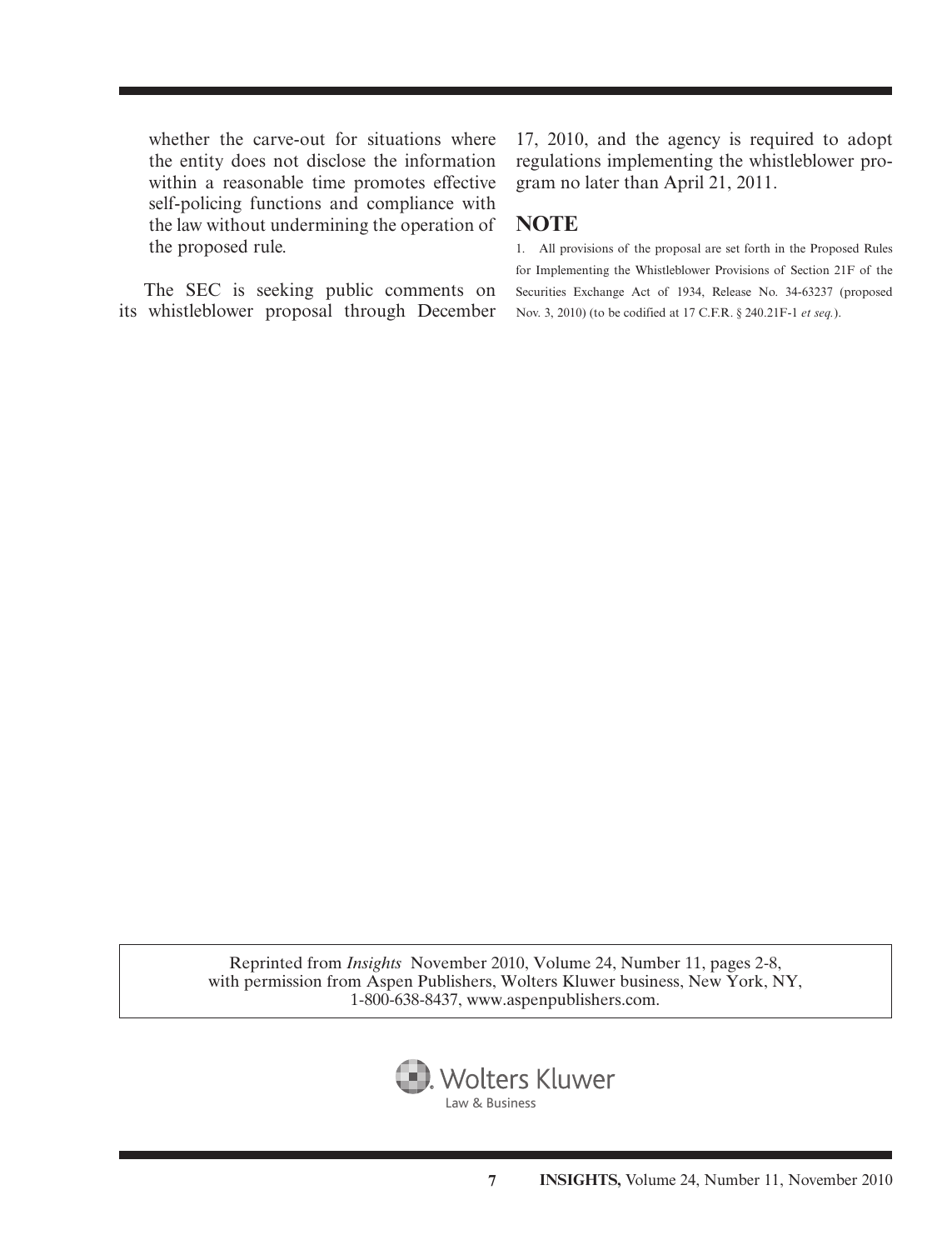whether the carve-out for situations where the entity does not disclose the information within a reasonable time promotes effective self-policing functions and compliance with the law without undermining the operation of the proposed rule.

The SEC is seeking public comments on its whistleblower proposal through December 17, 2010, and the agency is required to adopt regulations implementing the whistleblower program no later than April 21, 2011.

## NOTE

1. All provisions of the proposal are set forth in the Proposed Rules for Implementing the Whistleblower Provisions of Section 21F of the Securities Exchange Act of 1934, Release No. 34-63237 (proposed Nov. 3, 2010) (to be codified at 17 C.F.R. § 240.21F-1 *et seq.*).

Reprinted from *Insights* November 2010, Volume 24, Number 11, pages 2-8, with permission from Aspen Publishers, Wolters Kluwer business, New York, NY, 1-800-638-8437, www.aspenpublishers.com.

Wolters Kluwer
Law & Business